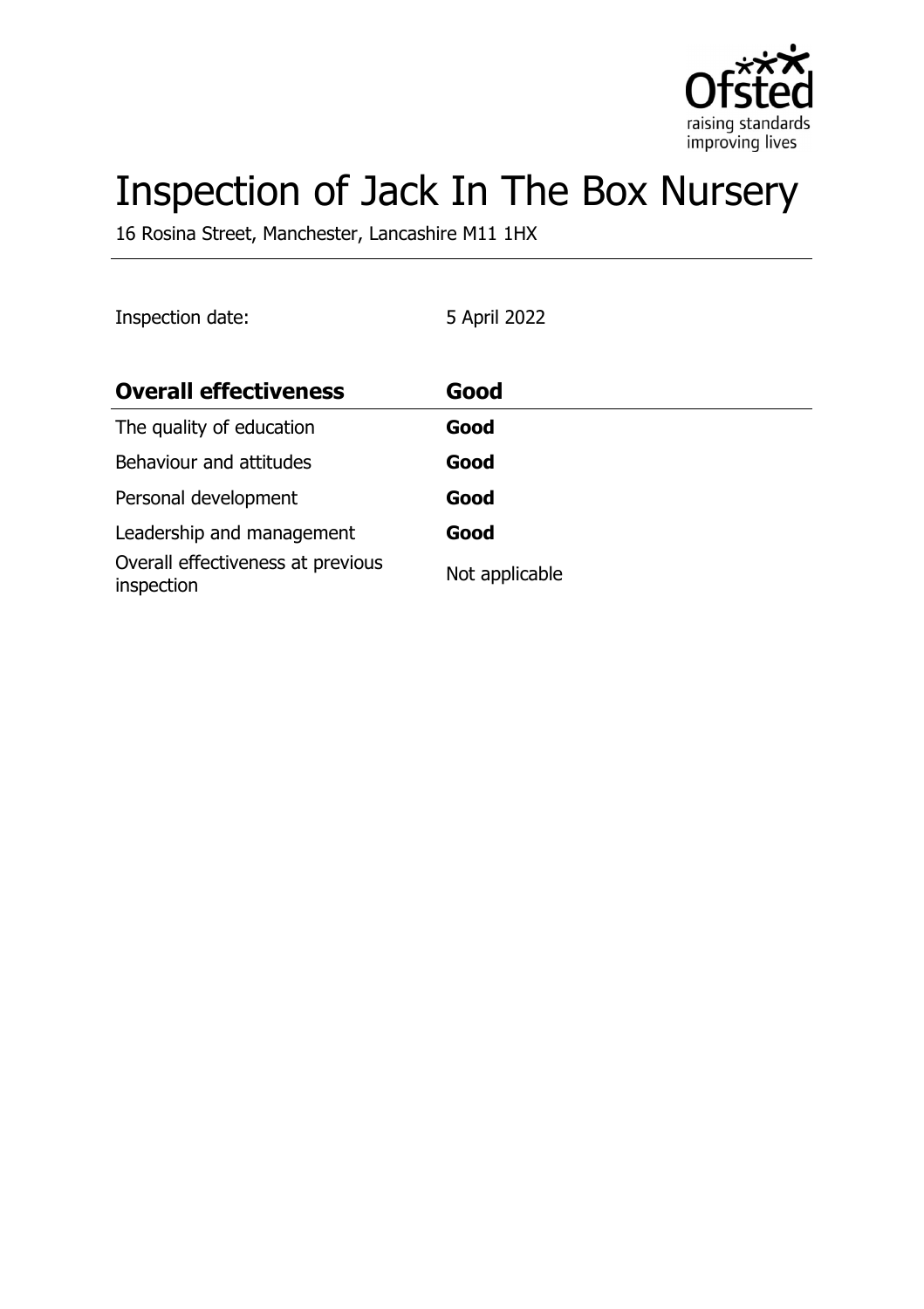# Inspection of Jack In The Box Nursery

16 Rosina Street, Manchester, Lancashire M11 1HX

Inspection date: 5 April 2022

| **Overall effectiveness** | **Good** |
| --- | --- |
| The quality of education | **Good** |
| Behaviour and attitudes | **Good** |
| Personal development | **Good** |
| Leadership and management | **Good** |
| Overall effectiveness at previous inspection | Not applicable |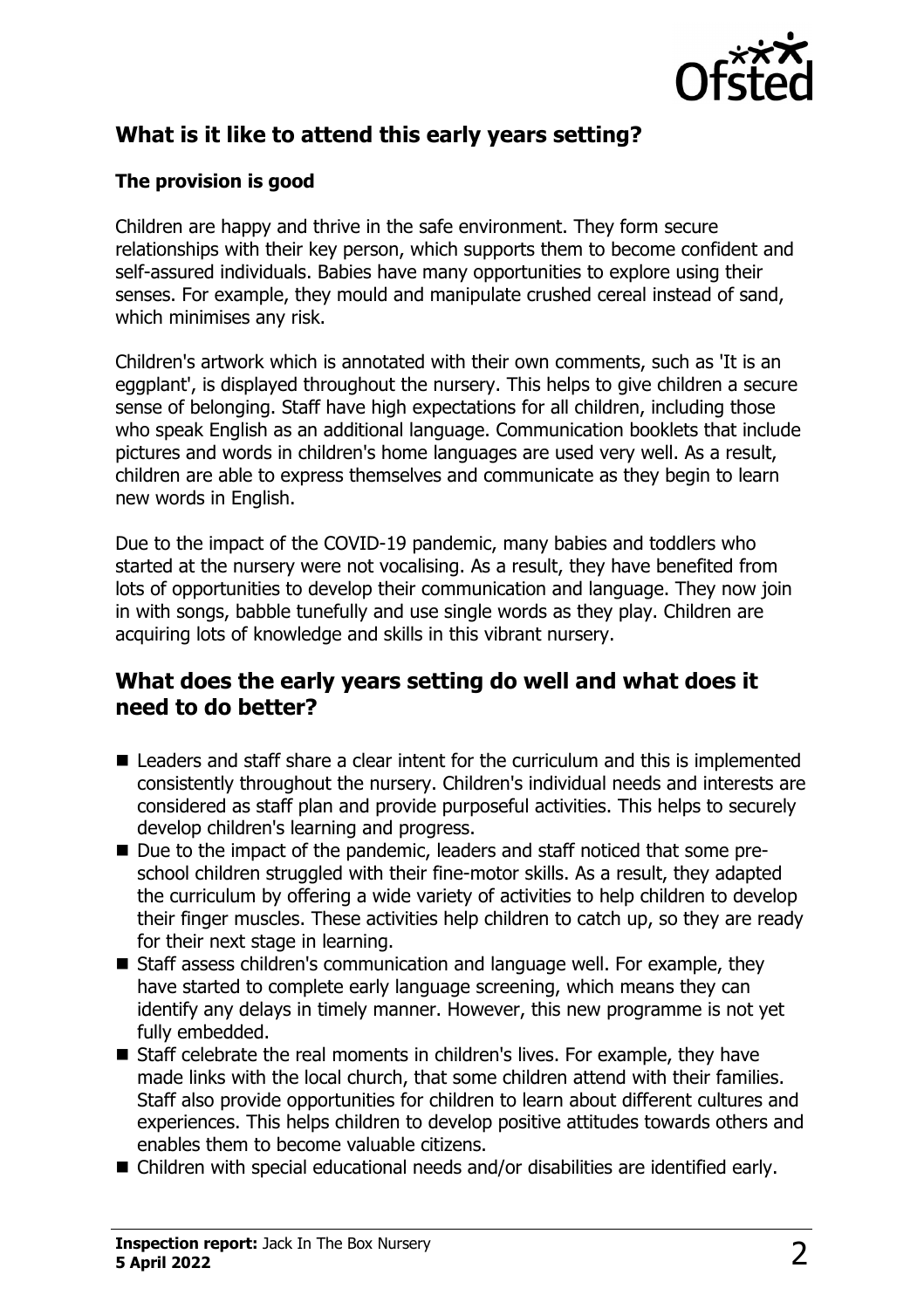## What is it like to attend this early years setting?

### The provision is good

Children are happy and thrive in the safe environment. They form secure relationships with their key person, which supports them to become confident and self-assured individuals. Babies have many opportunities to explore using their senses. For example, they mould and manipulate crushed cereal instead of sand, which minimises any risk.

Children's artwork which is annotated with their own comments, such as 'It is an eggplant', is displayed throughout the nursery. This helps to give children a secure sense of belonging. Staff have high expectations for all children, including those who speak English as an additional language. Communication booklets that include pictures and words in children's home languages are used very well. As a result, children are able to express themselves and communicate as they begin to learn new words in English.

Due to the impact of the COVID-19 pandemic, many babies and toddlers who started at the nursery were not vocalising. As a result, they have benefited from lots of opportunities to develop their communication and language. They now join in with songs, babble tunefully and use single words as they play. Children are acquiring lots of knowledge and skills in this vibrant nursery.

## What does the early years setting do well and what does it need to do better?

- Leaders and staff share a clear intent for the curriculum and this is implemented consistently throughout the nursery. Children's individual needs and interests are considered as staff plan and provide purposeful activities. This helps to securely develop children's learning and progress.
- Due to the impact of the pandemic, leaders and staff noticed that some pre-school children struggled with their fine-motor skills. As a result, they adapted the curriculum by offering a wide variety of activities to help children to develop their finger muscles. These activities help children to catch up, so they are ready for their next stage in learning.
- Staff assess children's communication and language well. For example, they have started to complete early language screening, which means they can identify any delays in timely manner. However, this new programme is not yet fully embedded.
- Staff celebrate the real moments in children's lives. For example, they have made links with the local church, that some children attend with their families. Staff also provide opportunities for children to learn about different cultures and experiences. This helps children to develop positive attitudes towards others and enables them to become valuable citizens.
- Children with special educational needs and/or disabilities are identified early.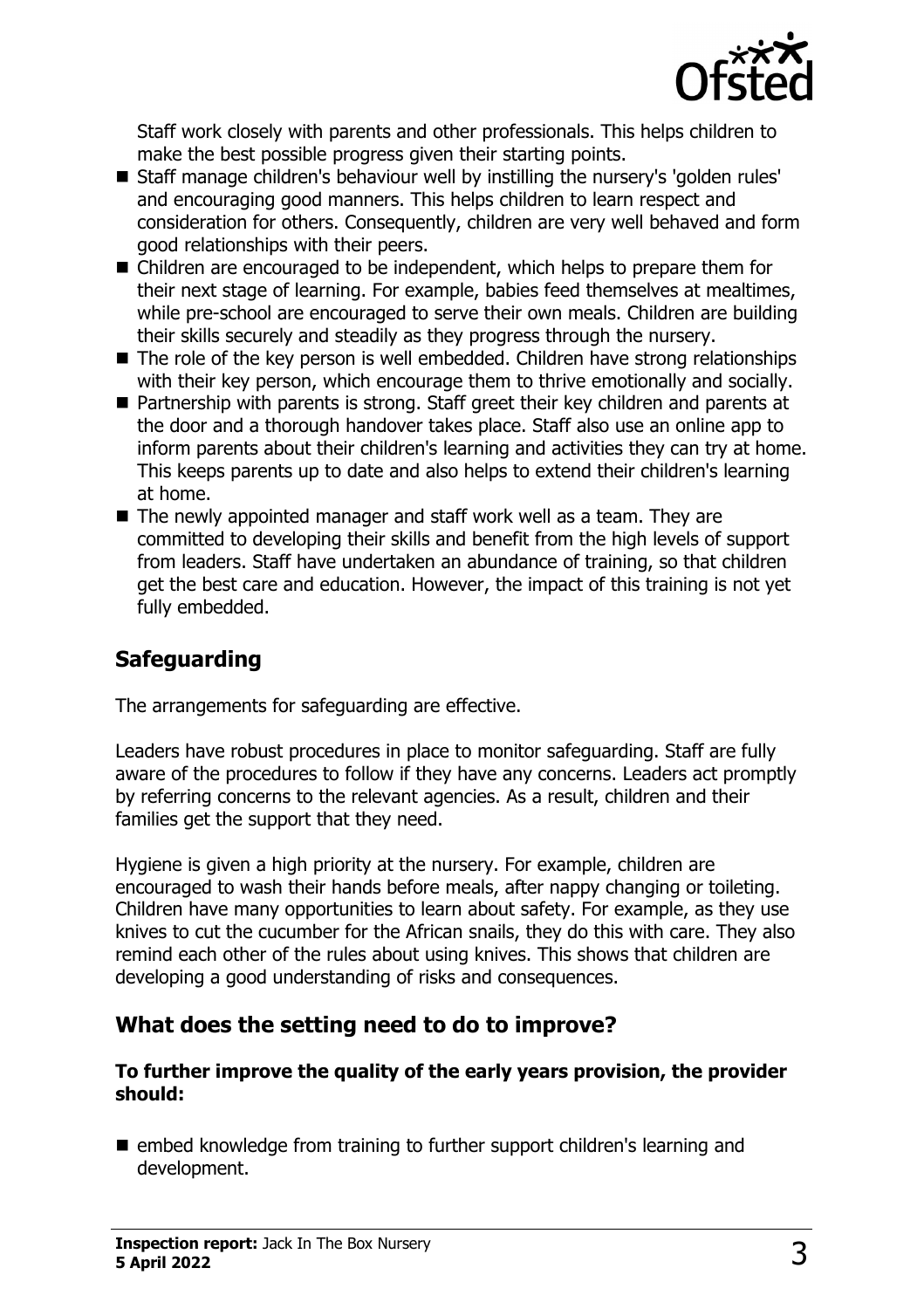Staff work closely with parents and other professionals. This helps children to make the best possible progress given their starting points.

- Staff manage children's behaviour well by instilling the nursery's 'golden rules' and encouraging good manners. This helps children to learn respect and consideration for others. Consequently, children are very well behaved and form good relationships with their peers.
- Children are encouraged to be independent, which helps to prepare them for their next stage of learning. For example, babies feed themselves at mealtimes, while pre-school are encouraged to serve their own meals. Children are building their skills securely and steadily as they progress through the nursery.
- The role of the key person is well embedded. Children have strong relationships with their key person, which encourage them to thrive emotionally and socially.
- Partnership with parents is strong. Staff greet their key children and parents at the door and a thorough handover takes place. Staff also use an online app to inform parents about their children's learning and activities they can try at home. This keeps parents up to date and also helps to extend their children's learning at home.
- The newly appointed manager and staff work well as a team. They are committed to developing their skills and benefit from the high levels of support from leaders. Staff have undertaken an abundance of training, so that children get the best care and education. However, the impact of this training is not yet fully embedded.

## Safeguarding

The arrangements for safeguarding are effective.

Leaders have robust procedures in place to monitor safeguarding. Staff are fully aware of the procedures to follow if they have any concerns. Leaders act promptly by referring concerns to the relevant agencies. As a result, children and their families get the support that they need.

Hygiene is given a high priority at the nursery. For example, children are encouraged to wash their hands before meals, after nappy changing or toileting. Children have many opportunities to learn about safety. For example, as they use knives to cut the cucumber for the African snails, they do this with care. They also remind each other of the rules about using knives. This shows that children are developing a good understanding of risks and consequences.

## What does the setting need to do to improve?

**To further improve the quality of the early years provision, the provider should:**

- embed knowledge from training to further support children's learning and development.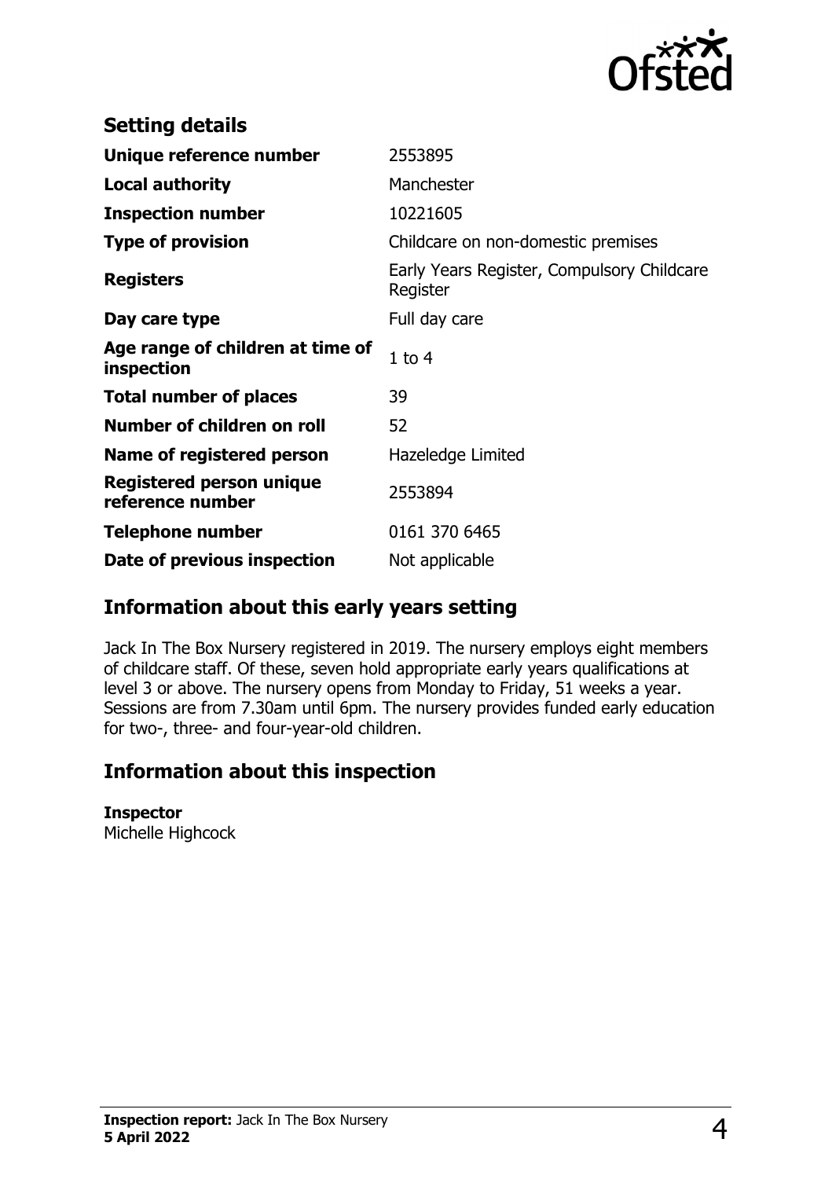## Setting details

| | |
|---|---|
| **Unique reference number** | 2553895 |
| **Local authority** | Manchester |
| **Inspection number** | 10221605 |
| **Type of provision** | Childcare on non-domestic premises |
| **Registers** | Early Years Register, Compulsory Childcare Register |
| **Day care type** | Full day care |
| **Age range of children at time of inspection** | 1 to 4 |
| **Total number of places** | 39 |
| **Number of children on roll** | 52 |
| **Name of registered person** | Hazeledge Limited |
| **Registered person unique reference number** | 2553894 |
| **Telephone number** | 0161 370 6465 |
| **Date of previous inspection** | Not applicable |

## Information about this early years setting

Jack In The Box Nursery registered in 2019. The nursery employs eight members of childcare staff. Of these, seven hold appropriate early years qualifications at level 3 or above. The nursery opens from Monday to Friday, 51 weeks a year. Sessions are from 7.30am until 6pm. The nursery provides funded early education for two-, three- and four-year-old children.

## Information about this inspection

**Inspector**
Michelle Highcock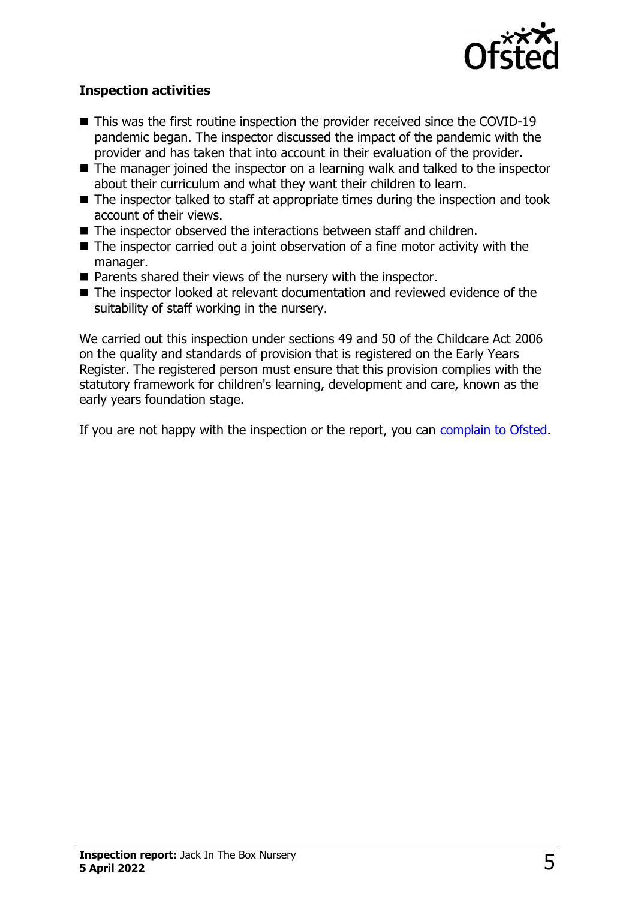### Inspection activities

- This was the first routine inspection the provider received since the COVID-19 pandemic began. The inspector discussed the impact of the pandemic with the provider and has taken that into account in their evaluation of the provider.
- The manager joined the inspector on a learning walk and talked to the inspector about their curriculum and what they want their children to learn.
- The inspector talked to staff at appropriate times during the inspection and took account of their views.
- The inspector observed the interactions between staff and children.
- The inspector carried out a joint observation of a fine motor activity with the manager.
- Parents shared their views of the nursery with the inspector.
- The inspector looked at relevant documentation and reviewed evidence of the suitability of staff working in the nursery.

We carried out this inspection under sections 49 and 50 of the Childcare Act 2006 on the quality and standards of provision that is registered on the Early Years Register. The registered person must ensure that this provision complies with the statutory framework for children's learning, development and care, known as the early years foundation stage.

If you are not happy with the inspection or the report, you can complain to Ofsted.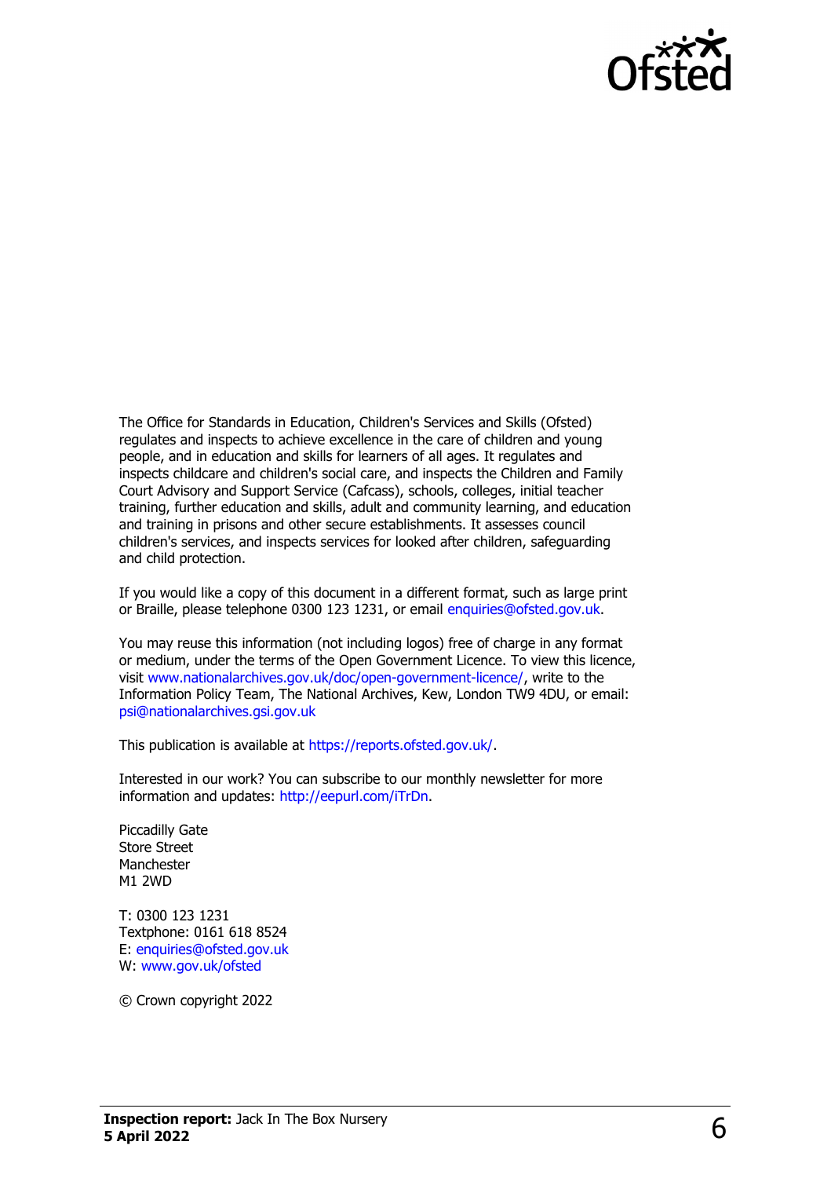The Office for Standards in Education, Children's Services and Skills (Ofsted) regulates and inspects to achieve excellence in the care of children and young people, and in education and skills for learners of all ages. It regulates and inspects childcare and children's social care, and inspects the Children and Family Court Advisory and Support Service (Cafcass), schools, colleges, initial teacher training, further education and skills, adult and community learning, and education and training in prisons and other secure establishments. It assesses council children's services, and inspects services for looked after children, safeguarding and child protection.

If you would like a copy of this document in a different format, such as large print or Braille, please telephone 0300 123 1231, or email enquiries@ofsted.gov.uk.

You may reuse this information (not including logos) free of charge in any format or medium, under the terms of the Open Government Licence. To view this licence, visit www.nationalarchives.gov.uk/doc/open-government-licence/, write to the Information Policy Team, The National Archives, Kew, London TW9 4DU, or email: psi@nationalarchives.gsi.gov.uk

This publication is available at https://reports.ofsted.gov.uk/.

Interested in our work? You can subscribe to our monthly newsletter for more information and updates: http://eepurl.com/iTrDn.

Piccadilly Gate
Store Street
Manchester
M1 2WD

T: 0300 123 1231
Textphone: 0161 618 8524
E: enquiries@ofsted.gov.uk
W: www.gov.uk/ofsted

© Crown copyright 2022